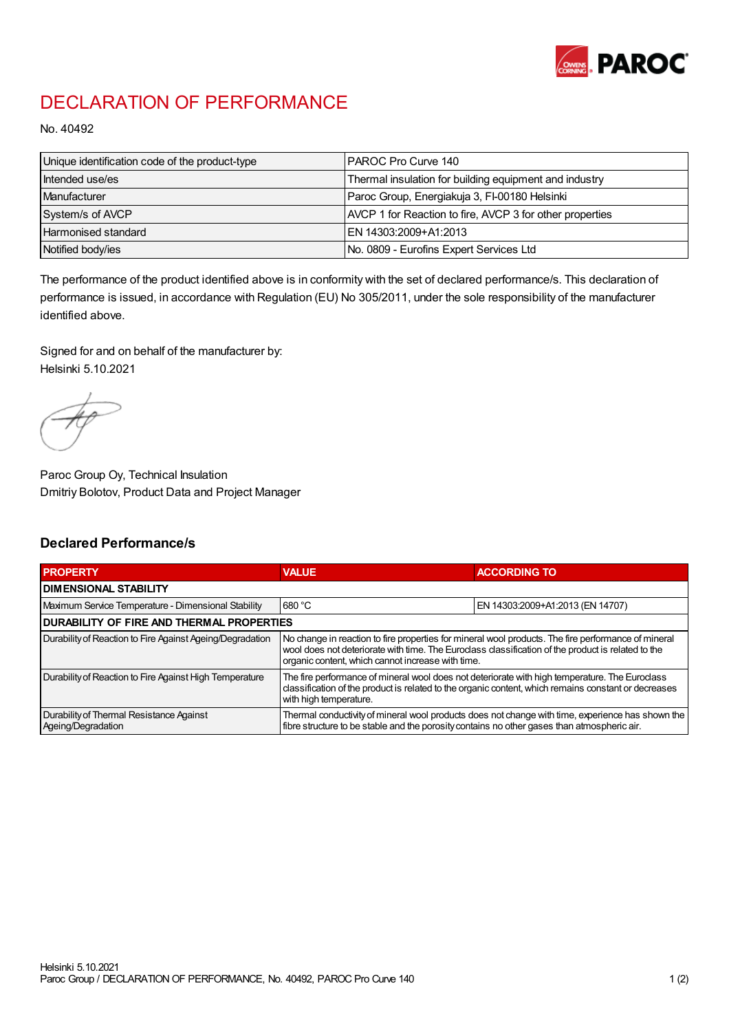# DECLARATION OF PERFORMANCE

No. 40492

| Unique identification code of the product-type | PAROC Pro Curve 140 |
| --- | --- |
| Intended use/es | Thermal insulation for building equipment and industry |
| Manufacturer | Paroc Group, Energiakuja 3, FI-00180 Helsinki |
| System/s of AVCP | AVCP 1 for Reaction to fire, AVCP 3 for other properties |
| Harmonised standard | EN 14303:2009+A1:2013 |
| Notified body/ies | No. 0809 - Eurofins Expert Services Ltd |

The performance of the product identified above is in conformity with the set of declared performance/s. This declaration of performance is issued, in accordance with Regulation (EU) No 305/2011, under the sole responsibility of the manufacturer identified above.

Signed for and on behalf of the manufacturer by:
Helsinki 5.10.2021

Paroc Group Oy, Technical Insulation
Dmitriy Bolotov, Product Data and Project Manager

## Declared Performance/s

| PROPERTY | VALUE | ACCORDING TO |
| --- | --- | --- |
| **DIMENSIONAL STABILITY** | | |
| Maximum Service Temperature - Dimensional Stability | 680 °C | EN 14303:2009+A1:2013 (EN 14707) |
| **DURABILITY OF FIRE AND THERMAL PROPERTIES** | | |
| Durability of Reaction to Fire Against Ageing/Degradation | No change in reaction to fire properties for mineral wool products. The fire performance of mineral wool does not deteriorate with time. The Euroclass classification of the product is related to the organic content, which cannot increase with time. | |
| Durability of Reaction to Fire Against High Temperature | The fire performance of mineral wool does not deteriorate with high temperature. The Euroclass classification of the product is related to the organic content, which remains constant or decreases with high temperature. | |
| Durability of Thermal Resistance Against Ageing/Degradation | Thermal conductivity of mineral wool products does not change with time, experience has shown the fibre structure to be stable and the porosity contains no other gases than atmospheric air. | |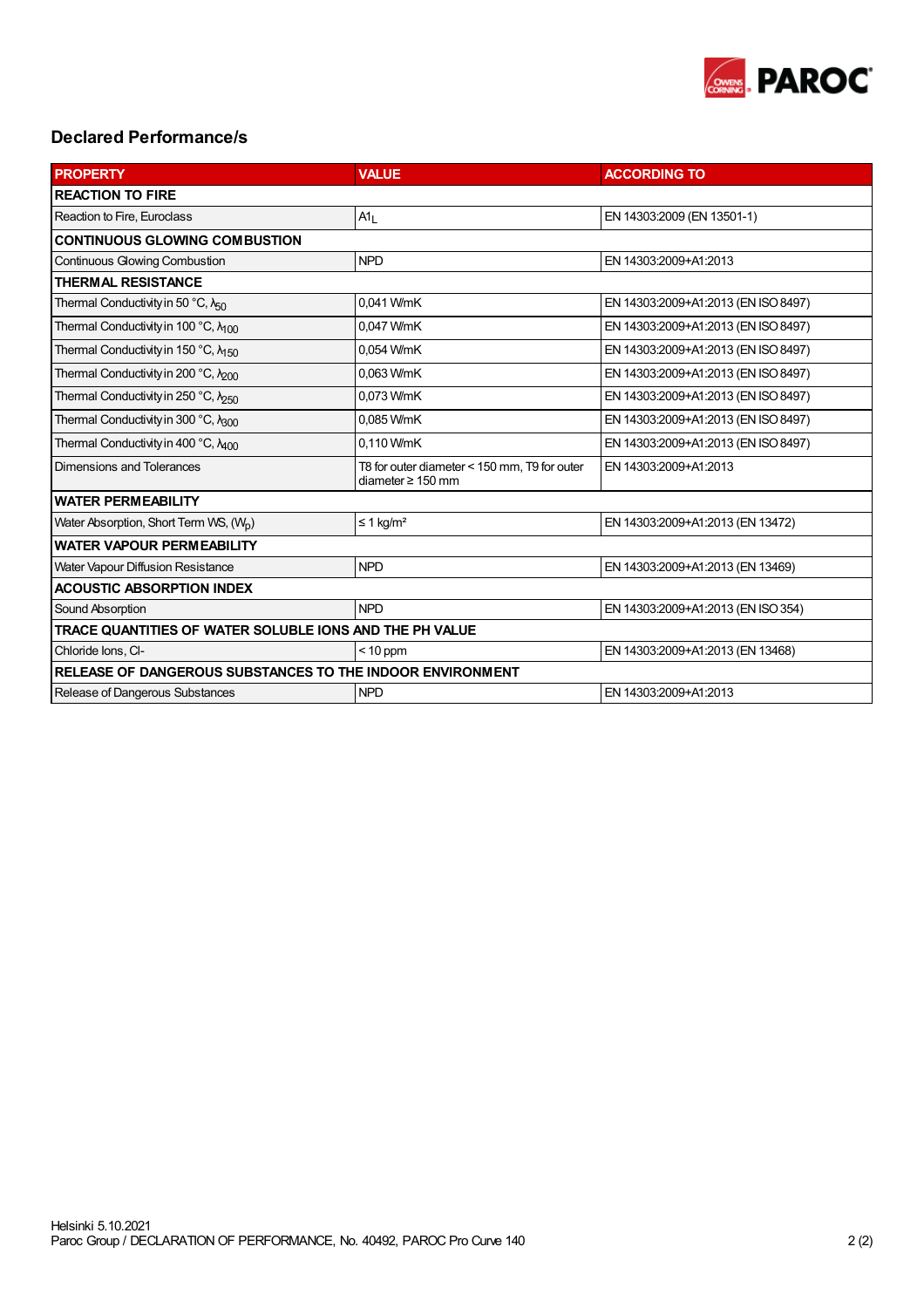## Declared Performance/s

| PROPERTY | VALUE | ACCORDING TO |
|---|---|---|
| **REACTION TO FIRE** | | |
| Reaction to Fire, Euroclass | $A1_L$ | EN 14303:2009 (EN 13501-1) |
| **CONTINUOUS GLOWING COMBUSTION** | | |
| Continuous Glowing Combustion | NPD | EN 14303:2009+A1:2013 |
| **THERMAL RESISTANCE** | | |
| Thermal Conductivity in 50 °C, $\lambda_{50}$ | 0,041 W/mK | EN 14303:2009+A1:2013 (EN ISO 8497) |
| Thermal Conductivity in 100 °C, $\lambda_{100}$ | 0,047 W/mK | EN 14303:2009+A1:2013 (EN ISO 8497) |
| Thermal Conductivity in 150 °C, $\lambda_{150}$ | 0,054 W/mK | EN 14303:2009+A1:2013 (EN ISO 8497) |
| Thermal Conductivity in 200 °C, $\lambda_{200}$ | 0,063 W/mK | EN 14303:2009+A1:2013 (EN ISO 8497) |
| Thermal Conductivity in 250 °C, $\lambda_{250}$ | 0,073 W/mK | EN 14303:2009+A1:2013 (EN ISO 8497) |
| Thermal Conductivity in 300 °C, $\lambda_{300}$ | 0,085 W/mK | EN 14303:2009+A1:2013 (EN ISO 8497) |
| Thermal Conductivity in 400 °C, $\lambda_{400}$ | 0,110 W/mK | EN 14303:2009+A1:2013 (EN ISO 8497) |
| Dimensions and Tolerances | T8 for outer diameter < 150 mm, T9 for outer diameter ≥ 150 mm | EN 14303:2009+A1:2013 |
| **WATER PERMEABILITY** | | |
| Water Absorption, Short Term WS, ($W_p$) | ≤ 1 kg/m² | EN 14303:2009+A1:2013 (EN 13472) |
| **WATER VAPOUR PERMEABILITY** | | |
| Water Vapour Diffusion Resistance | NPD | EN 14303:2009+A1:2013 (EN 13469) |
| **ACOUSTIC ABSORPTION INDEX** | | |
| Sound Absorption | NPD | EN 14303:2009+A1:2013 (EN ISO 354) |
| **TRACE QUANTITIES OF WATER SOLUBLE IONS AND THE PH VALUE** | | |
| Chloride Ions, Cl- | < 10 ppm | EN 14303:2009+A1:2013 (EN 13468) |
| **RELEASE OF DANGEROUS SUBSTANCES TO THE INDOOR ENVIRONMENT** | | |
| Release of Dangerous Substances | NPD | EN 14303:2009+A1:2013 |

Helsinki 5.10.2021

Paroc Group / DECLARATION OF PERFORMANCE, No. 40492, PAROC Pro Curve 140